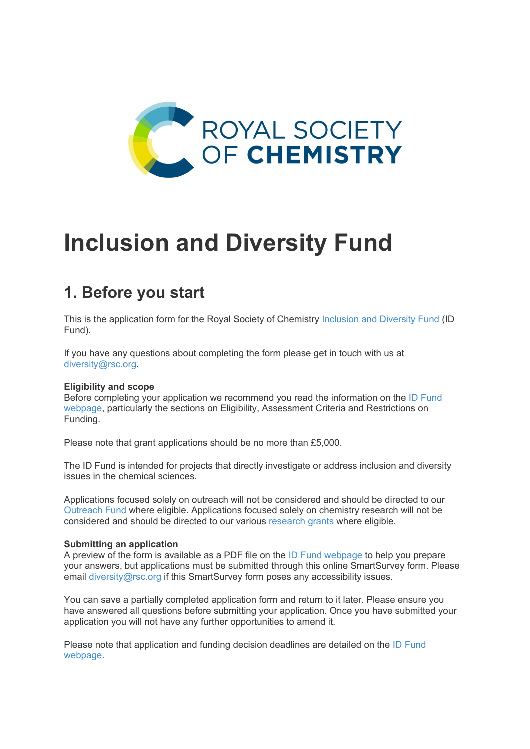ROYAL SOCIETY OF **CHEMISTRY**

# Inclusion and Diversity Fund

## 1. Before you start

This is the application form for the Royal Society of Chemistry Inclusion and Diversity Fund (ID Fund).

If you have any questions about completing the form please get in touch with us at diversity@rsc.org.

**Eligibility and scope**
Before completing your application we recommend you read the information on the ID Fund webpage, particularly the sections on Eligibility, Assessment Criteria and Restrictions on Funding.

Please note that grant applications should be no more than £5,000.

The ID Fund is intended for projects that directly investigate or address inclusion and diversity issues in the chemical sciences.

Applications focused solely on outreach will not be considered and should be directed to our Outreach Fund where eligible. Applications focused solely on chemistry research will not be considered and should be directed to our various research grants where eligible.

**Submitting an application**
A preview of the form is available as a PDF file on the ID Fund webpage to help you prepare your answers, but applications must be submitted through this online SmartSurvey form. Please email diversity@rsc.org if this SmartSurvey form poses any accessibility issues.

You can save a partially completed application form and return to it later. Please ensure you have answered all questions before submitting your application. Once you have submitted your application you will not have any further opportunities to amend it.

Please note that application and funding decision deadlines are detailed on the ID Fund webpage.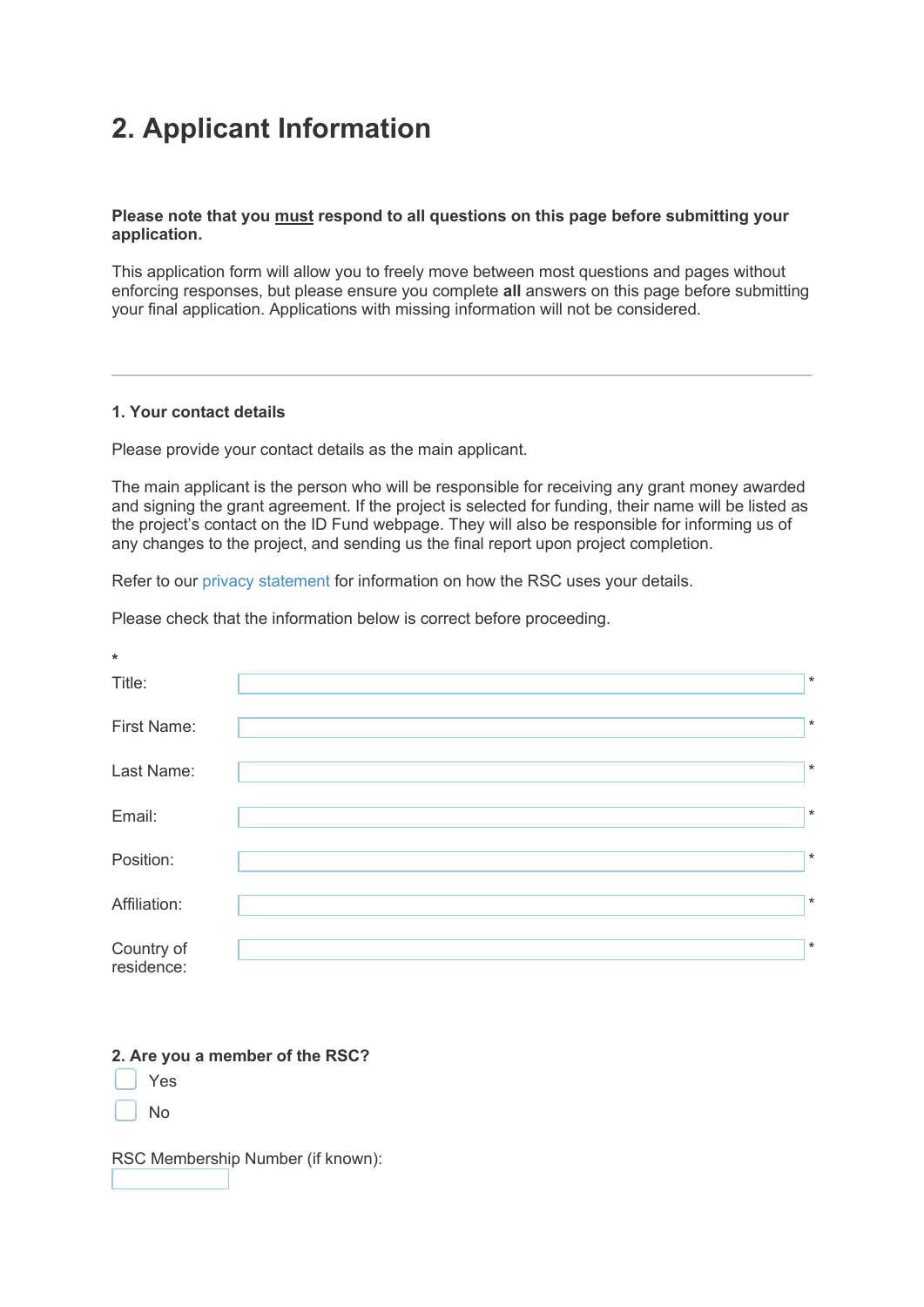# 2. Applicant Information

**Please note that you <u>must</u> respond to all questions on this page before submitting your application.**

This application form will allow you to freely move between most questions and pages without enforcing responses, but please ensure you complete **all** answers on this page before submitting your final application. Applications with missing information will not be considered.

---

**1. Your contact details**

Please provide your contact details as the main applicant.

The main applicant is the person who will be responsible for receiving any grant money awarded and signing the grant agreement. If the project is selected for funding, their name will be listed as the project's contact on the ID Fund webpage. They will also be responsible for informing us of any changes to the project, and sending us the final report upon project completion.

Refer to our privacy statement for information on how the RSC uses your details.

Please check that the information below is correct before proceeding.

*

Title: ____________________ *

First Name: ____________________ *

Last Name: ____________________ *

Email: ____________________ *

Position: ____________________ *

Affiliation: ____________________ *

Country of residence: ____________________ *

**2. Are you a member of the RSC?**

- ☐ Yes
- ☐ No

RSC Membership Number (if known): ____________________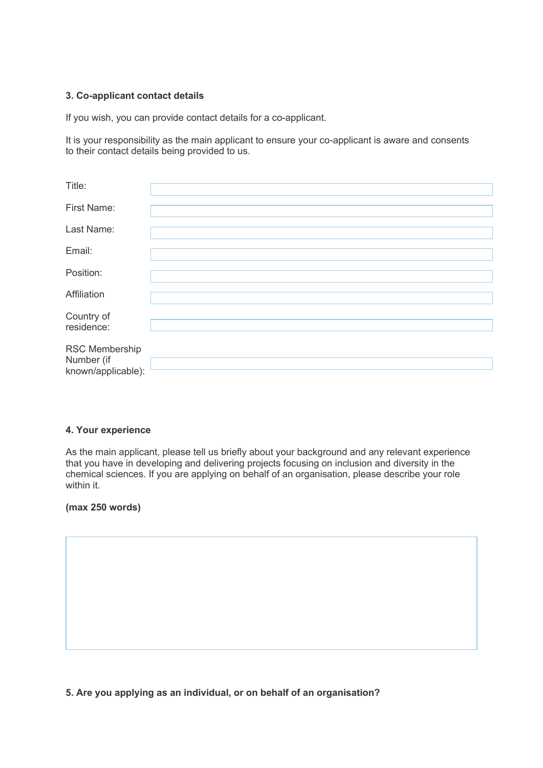### 3. Co-applicant contact details

If you wish, you can provide contact details for a co-applicant.

It is your responsibility as the main applicant to ensure your co-applicant is aware and consents to their contact details being provided to us.

| | |
|---|---|
| Title: | |
| First Name: | |
| Last Name: | |
| Email: | |
| Position: | |
| Affiliation | |
| Country of residence: | |
| RSC Membership Number (if known/applicable): | |

### 4. Your experience

As the main applicant, please tell us briefly about your background and any relevant experience that you have in developing and delivering projects focusing on inclusion and diversity in the chemical sciences. If you are applying on behalf of an organisation, please describe your role within it.

**(max 250 words)**

### 5. Are you applying as an individual, or on behalf of an organisation?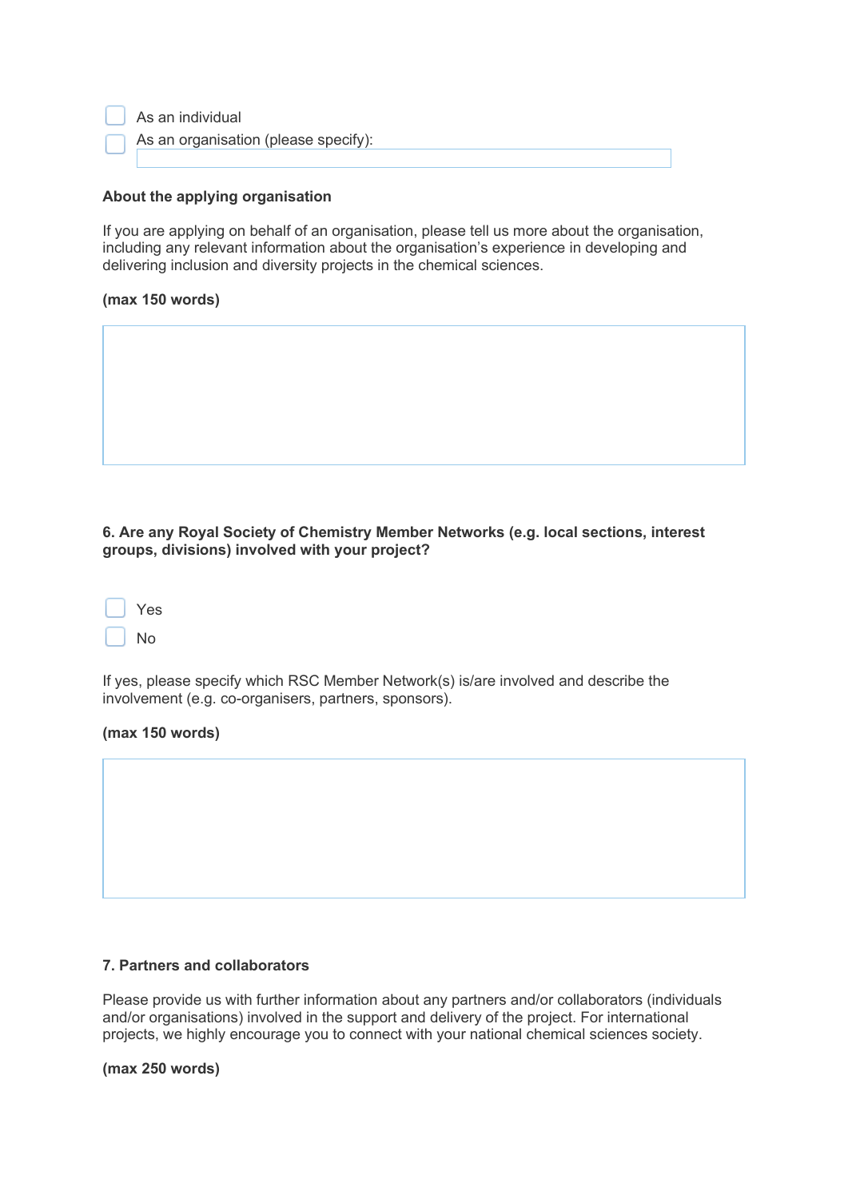- [ ] As an individual
- [ ] As an organisation (please specify):

**About the applying organisation**

If you are applying on behalf of an organisation, please tell us more about the organisation, including any relevant information about the organisation's experience in developing and delivering inclusion and diversity projects in the chemical sciences.

**(max 150 words)**

**6. Are any Royal Society of Chemistry Member Networks (e.g. local sections, interest groups, divisions) involved with your project?**

- [ ] Yes
- [ ] No

If yes, please specify which RSC Member Network(s) is/are involved and describe the involvement (e.g. co-organisers, partners, sponsors).

**(max 150 words)**

**7. Partners and collaborators**

Please provide us with further information about any partners and/or collaborators (individuals and/or organisations) involved in the support and delivery of the project. For international projects, we highly encourage you to connect with your national chemical sciences society.

**(max 250 words)**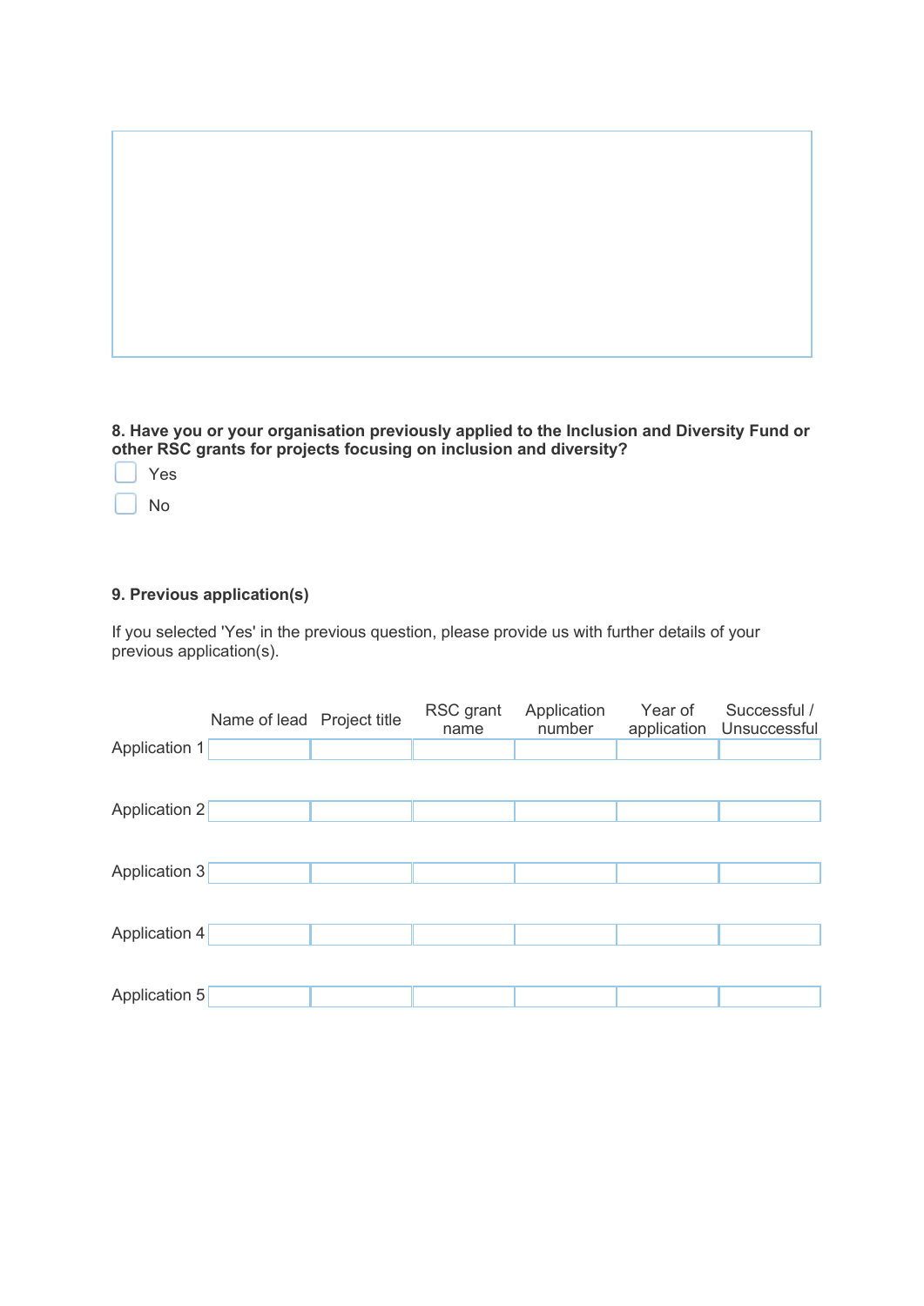**8. Have you or your organisation previously applied to the Inclusion and Diversity Fund or other RSC grants for projects focusing on inclusion and diversity?**

- [ ] Yes
- [ ] No

**9. Previous application(s)**

If you selected 'Yes' in the previous question, please provide us with further details of your previous application(s).

| | Name of lead | Project title | RSC grant name | Application number | Year of application | Successful / Unsuccessful |
|---|---|---|---|---|---|---|
| Application 1 | | | | | | |
| Application 2 | | | | | | |
| Application 3 | | | | | | |
| Application 4 | | | | | | |
| Application 5 | | | | | | |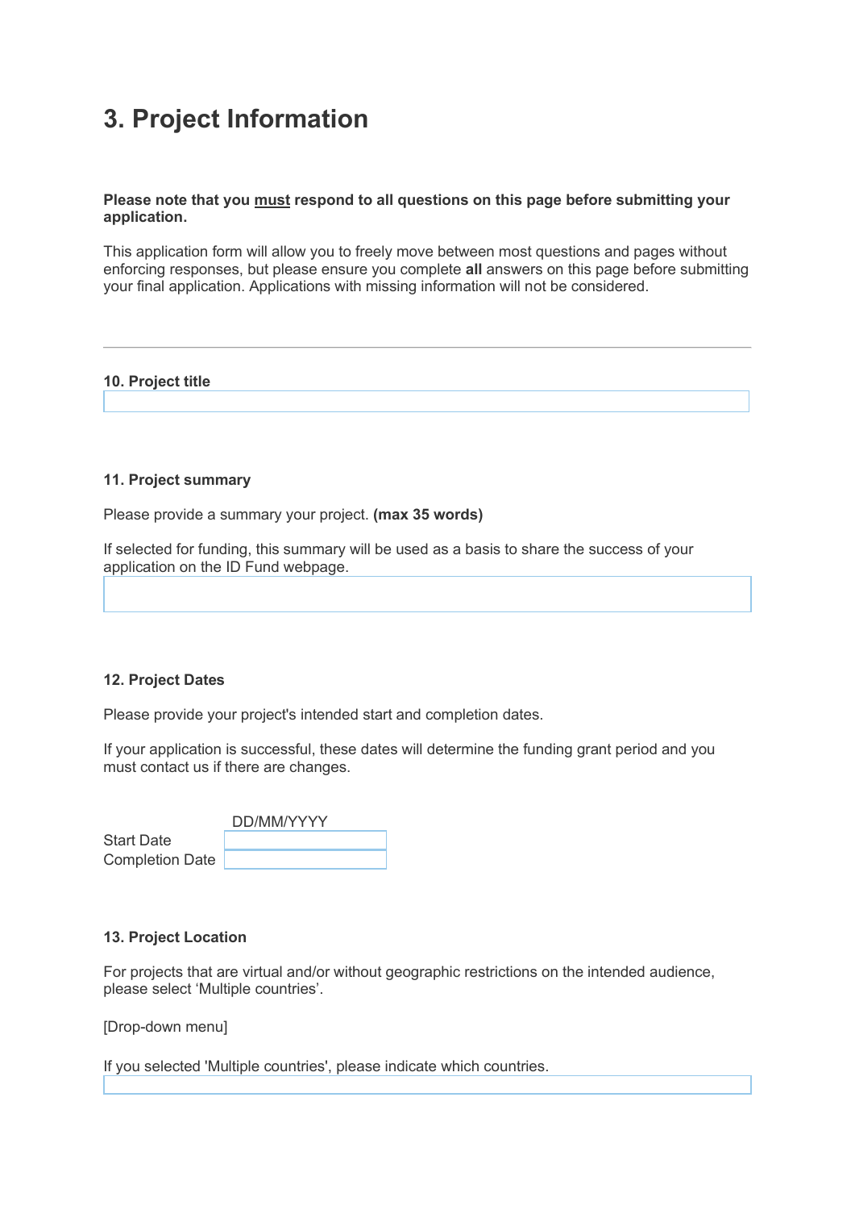# 3. Project Information

**Please note that you <u>must</u> respond to all questions on this page before submitting your application.**

This application form will allow you to freely move between most questions and pages without enforcing responses, but please ensure you complete **all** answers on this page before submitting your final application. Applications with missing information will not be considered.

---

**10. Project title**

**11. Project summary**

Please provide a summary your project. **(max 35 words)**

If selected for funding, this summary will be used as a basis to share the success of your application on the ID Fund webpage.

**12. Project Dates**

Please provide your project's intended start and completion dates.

If your application is successful, these dates will determine the funding grant period and you must contact us if there are changes.

| | DD/MM/YYYY |
|---|---|
| Start Date | |
| Completion Date | |

**13. Project Location**

For projects that are virtual and/or without geographic restrictions on the intended audience, please select 'Multiple countries'.

[Drop-down menu]

If you selected 'Multiple countries', please indicate which countries.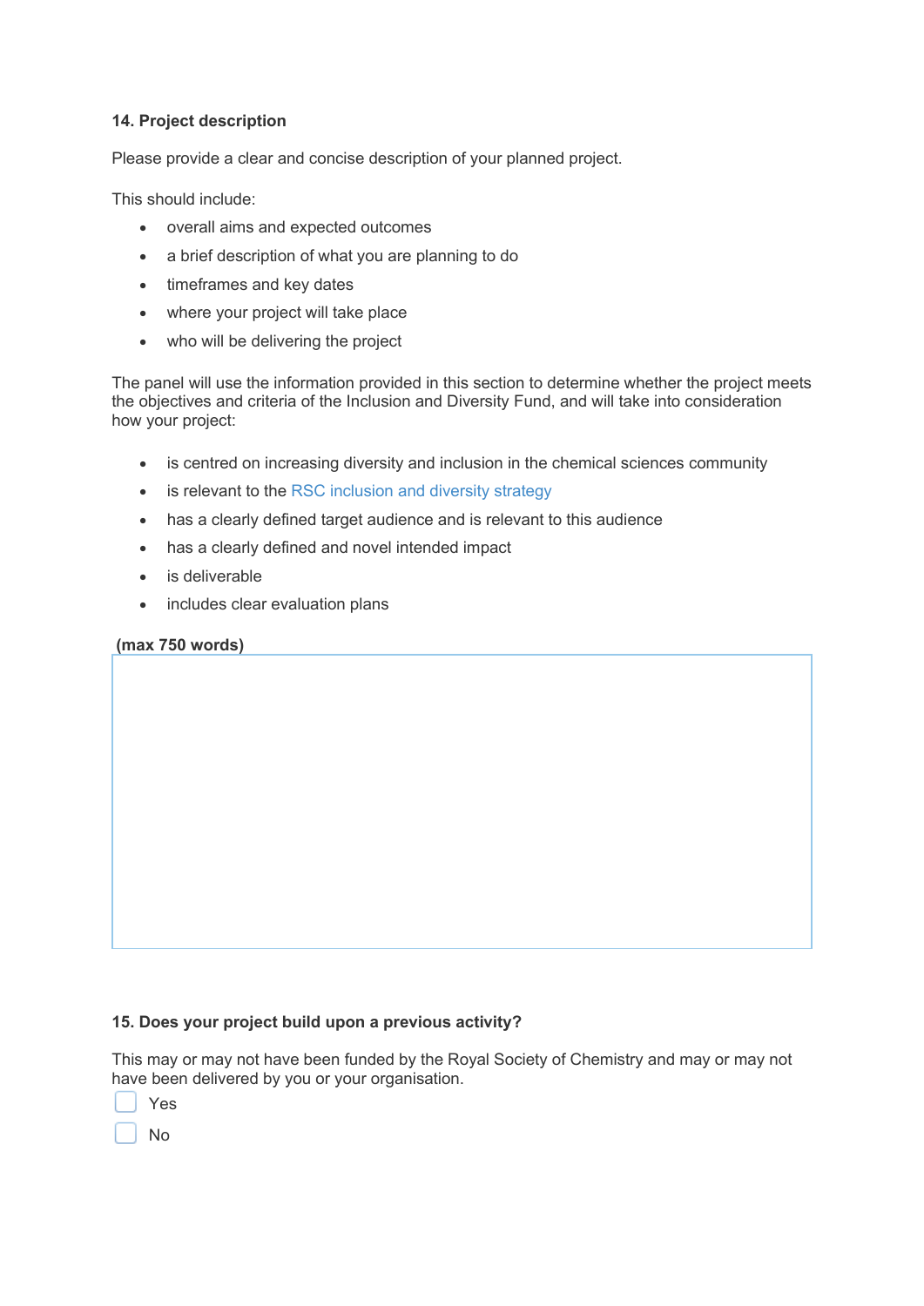**14. Project description**

Please provide a clear and concise description of your planned project.

This should include:

- overall aims and expected outcomes
- a brief description of what you are planning to do
- timeframes and key dates
- where your project will take place
- who will be delivering the project

The panel will use the information provided in this section to determine whether the project meets the objectives and criteria of the Inclusion and Diversity Fund, and will take into consideration how your project:

- is centred on increasing diversity and inclusion in the chemical sciences community
- is relevant to the RSC inclusion and diversity strategy
- has a clearly defined target audience and is relevant to this audience
- has a clearly defined and novel intended impact
- is deliverable
- includes clear evaluation plans

**(max 750 words)**

**15. Does your project build upon a previous activity?**

This may or may not have been funded by the Royal Society of Chemistry and may or may not have been delivered by you or your organisation.

☐ Yes

☐ No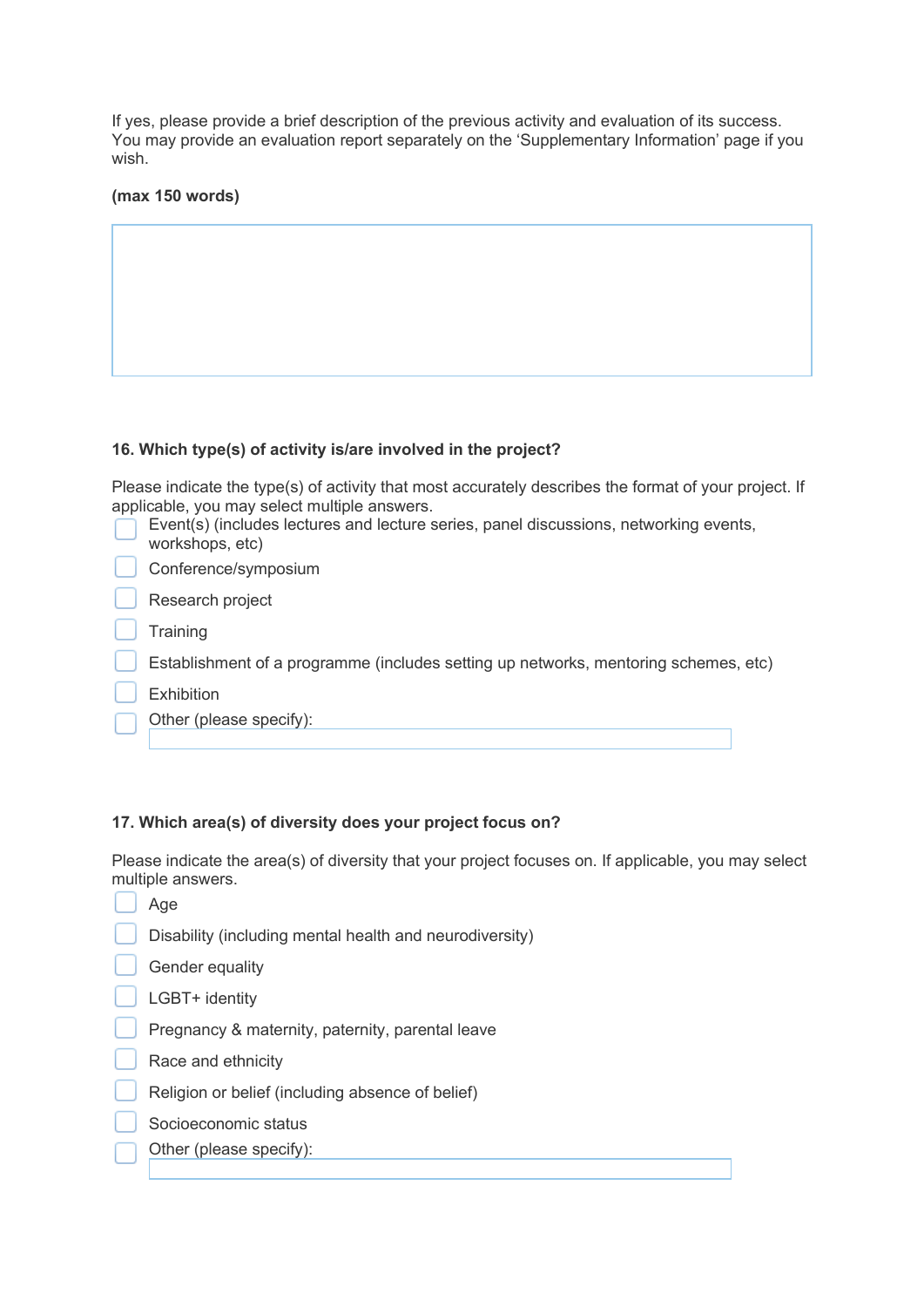If yes, please provide a brief description of the previous activity and evaluation of its success. You may provide an evaluation report separately on the 'Supplementary Information' page if you wish.

**(max 150 words)**

**16. Which type(s) of activity is/are involved in the project?**

Please indicate the type(s) of activity that most accurately describes the format of your project. If applicable, you may select multiple answers.

- [ ] Event(s) (includes lectures and lecture series, panel discussions, networking events, workshops, etc)
- [ ] Conference/symposium
- [ ] Research project
- [ ] Training
- [ ] Establishment of a programme (includes setting up networks, mentoring schemes, etc)
- [ ] Exhibition
- [ ] Other (please specify):

**17. Which area(s) of diversity does your project focus on?**

Please indicate the area(s) of diversity that your project focuses on. If applicable, you may select multiple answers.

- [ ] Age
- [ ] Disability (including mental health and neurodiversity)
- [ ] Gender equality
- [ ] LGBT+ identity
- [ ] Pregnancy & maternity, paternity, parental leave
- [ ] Race and ethnicity
- [ ] Religion or belief (including absence of belief)
- [ ] Socioeconomic status
- [ ] Other (please specify):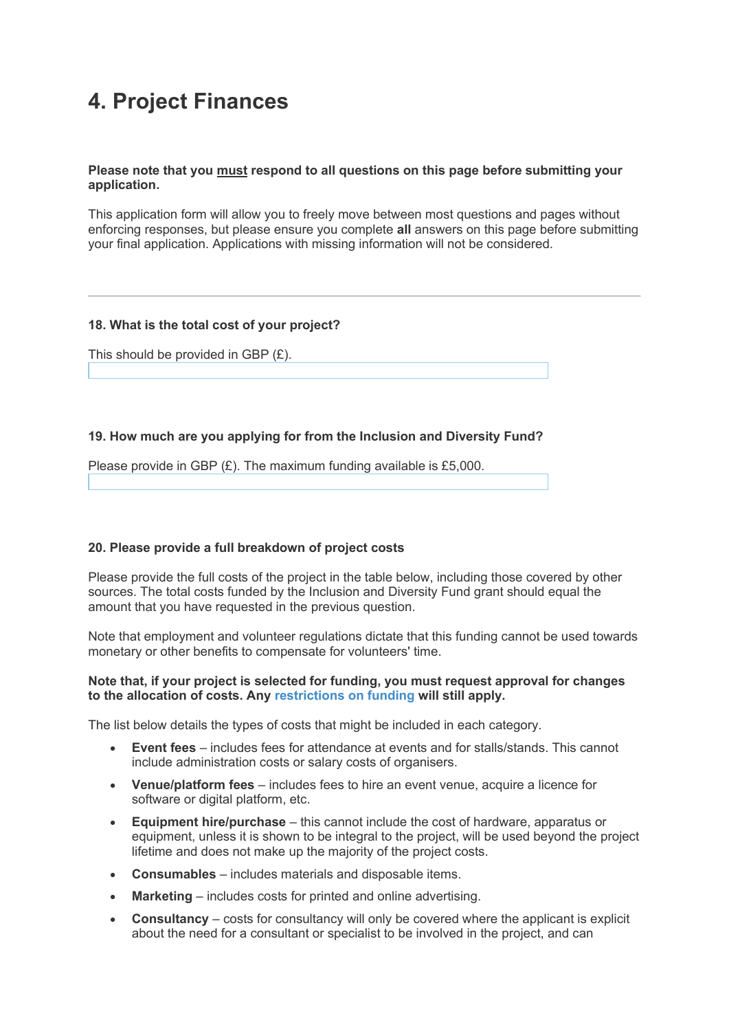# 4. Project Finances

**Please note that you <u>must</u> respond to all questions on this page before submitting your application.**

This application form will allow you to freely move between most questions and pages without enforcing responses, but please ensure you complete **all** answers on this page before submitting your final application. Applications with missing information will not be considered.

---

**18. What is the total cost of your project?**

This should be provided in GBP (£).

**19. How much are you applying for from the Inclusion and Diversity Fund?**

Please provide in GBP (£). The maximum funding available is £5,000.

**20. Please provide a full breakdown of project costs**

Please provide the full costs of the project in the table below, including those covered by other sources. The total costs funded by the Inclusion and Diversity Fund grant should equal the amount that you have requested in the previous question.

Note that employment and volunteer regulations dictate that this funding cannot be used towards monetary or other benefits to compensate for volunteers' time.

**Note that, if your project is selected for funding, you must request approval for changes to the allocation of costs. Any restrictions on funding will still apply.**

The list below details the types of costs that might be included in each category.

- **Event fees** – includes fees for attendance at events and for stalls/stands. This cannot include administration costs or salary costs of organisers.
- **Venue/platform fees** – includes fees to hire an event venue, acquire a licence for software or digital platform, etc.
- **Equipment hire/purchase** – this cannot include the cost of hardware, apparatus or equipment, unless it is shown to be integral to the project, will be used beyond the project lifetime and does not make up the majority of the project costs.
- **Consumables** – includes materials and disposable items.
- **Marketing** – includes costs for printed and online advertising.
- **Consultancy** – costs for consultancy will only be covered where the applicant is explicit about the need for a consultant or specialist to be involved in the project, and can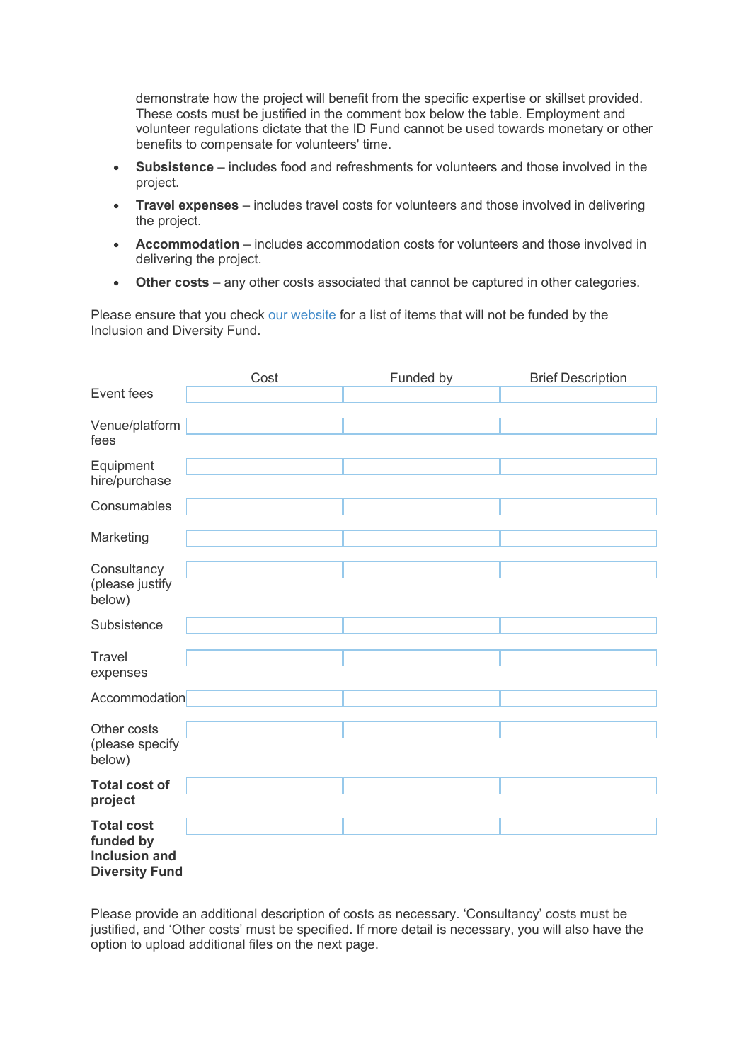demonstrate how the project will benefit from the specific expertise or skillset provided. These costs must be justified in the comment box below the table. Employment and volunteer regulations dictate that the ID Fund cannot be used towards monetary or other benefits to compensate for volunteers' time.

- **Subsistence** – includes food and refreshments for volunteers and those involved in the project.
- **Travel expenses** – includes travel costs for volunteers and those involved in delivering the project.
- **Accommodation** – includes accommodation costs for volunteers and those involved in delivering the project.
- **Other costs** – any other costs associated that cannot be captured in other categories.

Please ensure that you check our website for a list of items that will not be funded by the Inclusion and Diversity Fund.

| | Cost | Funded by | Brief Description |
|---|---|---|---|
| Event fees | | | |
| Venue/platform fees | | | |
| Equipment hire/purchase | | | |
| Consumables | | | |
| Marketing | | | |
| Consultancy (please justify below) | | | |
| Subsistence | | | |
| Travel expenses | | | |
| Accommodation | | | |
| Other costs (please specify below) | | | |
| **Total cost of project** | | | |
| **Total cost funded by Inclusion and Diversity Fund** | | | |

Please provide an additional description of costs as necessary. 'Consultancy' costs must be justified, and 'Other costs' must be specified. If more detail is necessary, you will also have the option to upload additional files on the next page.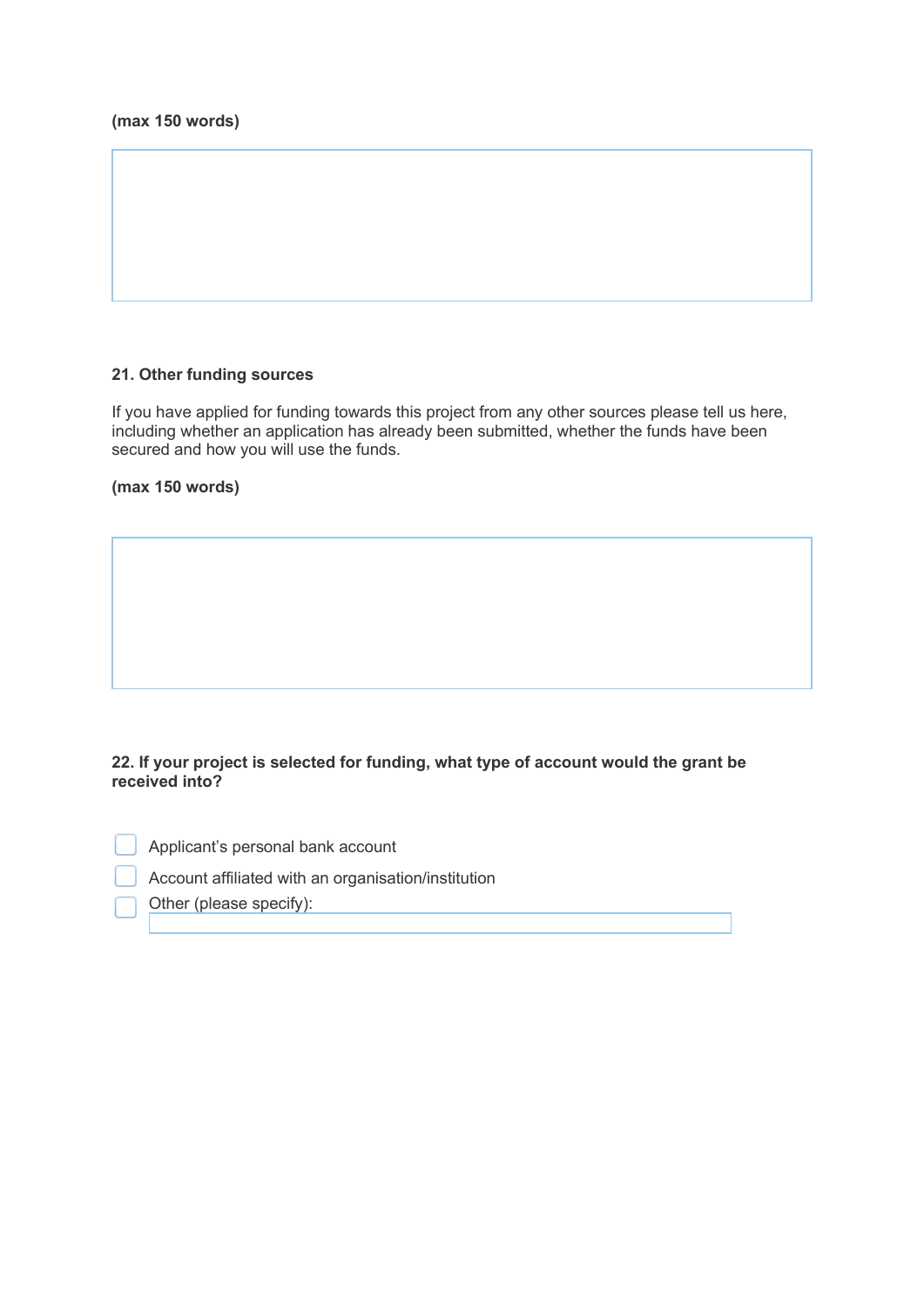**(max 150 words)**

### 21. Other funding sources

If you have applied for funding towards this project from any other sources please tell us here, including whether an application has already been submitted, whether the funds have been secured and how you will use the funds.

**(max 150 words)**

### 22. If your project is selected for funding, what type of account would the grant be received into?

- [ ] Applicant's personal bank account
- [ ] Account affiliated with an organisation/institution
- [ ] Other (please specify):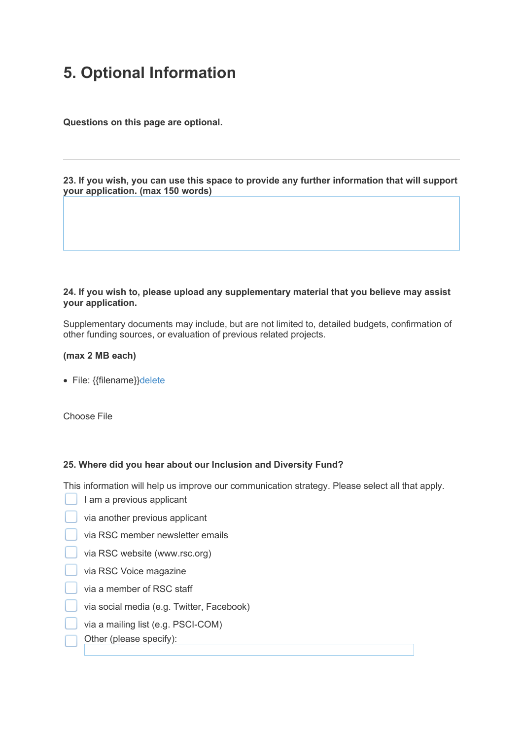# 5. Optional Information

**Questions on this page are optional.**

---

**23. If you wish, you can use this space to provide any further information that will support your application. (max 150 words)**

**24. If you wish to, please upload any supplementary material that you believe may assist your application.**

Supplementary documents may include, but are not limited to, detailed budgets, confirmation of other funding sources, or evaluation of previous related projects.

**(max 2 MB each)**

- File: {{filename}}delete

Choose File

**25. Where did you hear about our Inclusion and Diversity Fund?**

This information will help us improve our communication strategy. Please select all that apply.

- [ ] I am a previous applicant
- [ ] via another previous applicant
- [ ] via RSC member newsletter emails
- [ ] via RSC website (www.rsc.org)
- [ ] via RSC Voice magazine
- [ ] via a member of RSC staff
- [ ] via social media (e.g. Twitter, Facebook)
- [ ] via a mailing list (e.g. PSCI-COM)
- [ ] Other (please specify):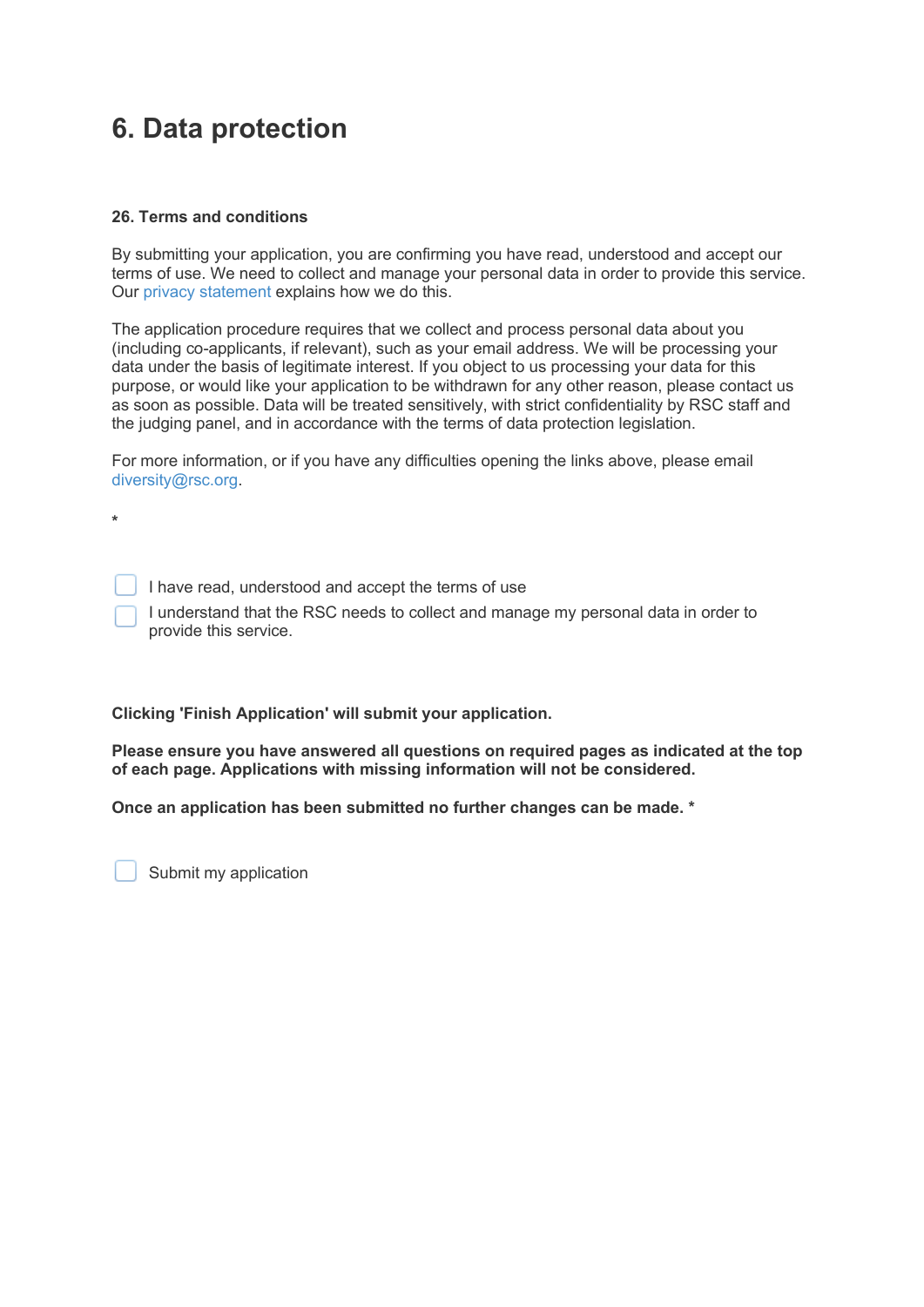# 6. Data protection

**26. Terms and conditions**

By submitting your application, you are confirming you have read, understood and accept our terms of use. We need to collect and manage your personal data in order to provide this service. Our privacy statement explains how we do this.

The application procedure requires that we collect and process personal data about you (including co-applicants, if relevant), such as your email address. We will be processing your data under the basis of legitimate interest. If you object to us processing your data for this purpose, or would like your application to be withdrawn for any other reason, please contact us as soon as possible. Data will be treated sensitively, with strict confidentiality by RSC staff and the judging panel, and in accordance with the terms of data protection legislation.

For more information, or if you have any difficulties opening the links above, please email diversity@rsc.org.

*

- [ ] I have read, understood and accept the terms of use
- [ ] I understand that the RSC needs to collect and manage my personal data in order to provide this service.

**Clicking 'Finish Application' will submit your application.**

**Please ensure you have answered all questions on required pages as indicated at the top of each page. Applications with missing information will not be considered.**

**Once an application has been submitted no further changes can be made. ***

- [ ] Submit my application